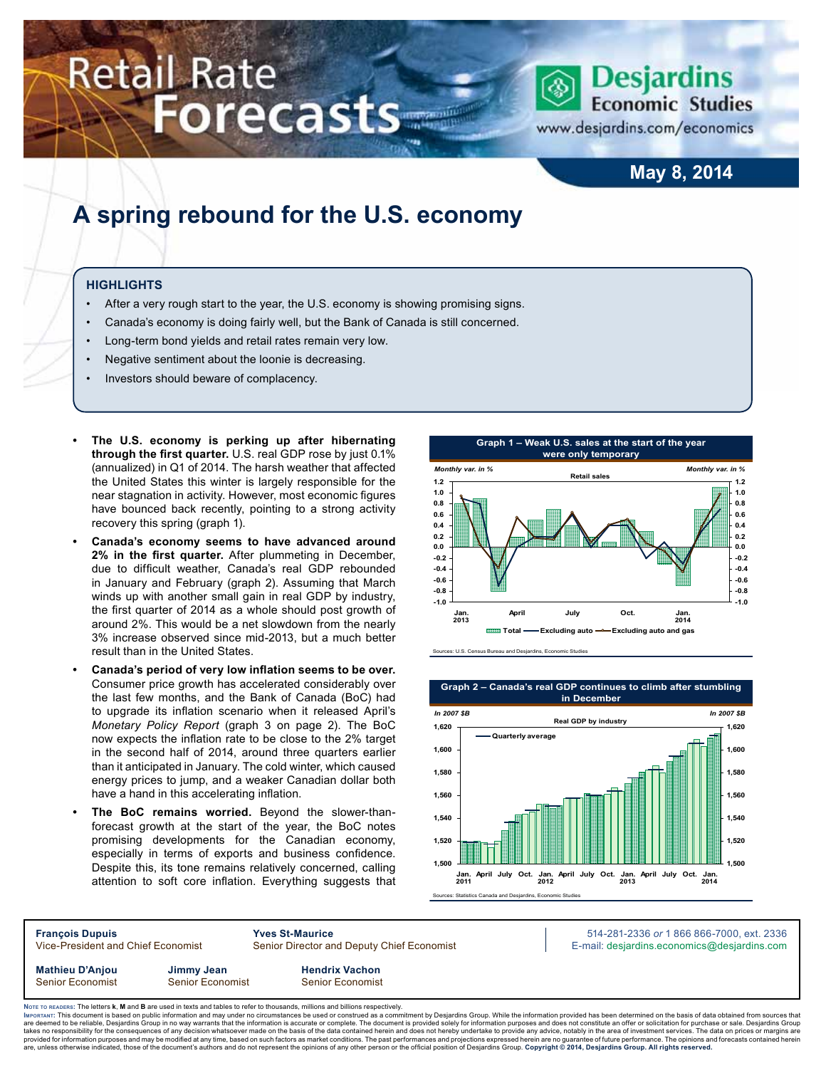# Retail Rate Forecasts

Desjardins Economic Studies
www.desjardins.com/economics

**May 8, 2014**

# A spring rebound for the U.S. economy

## HIGHLIGHTS

- After a very rough start to the year, the U.S. economy is showing promising signs.
- Canada's economy is doing fairly well, but the Bank of Canada is still concerned.
- Long-term bond yields and retail rates remain very low.
- Negative sentiment about the loonie is decreasing.
- Investors should beware of complacency.

- **The U.S. economy is perking up after hibernating through the first quarter.** U.S. real GDP rose by just 0.1% (annualized) in Q1 of 2014. The harsh weather that affected the United States this winter is largely responsible for the near stagnation in activity. However, most economic figures have bounced back recently, pointing to a strong activity recovery this spring (graph 1).
- **Canada's economy seems to have advanced around 2% in the first quarter.** After plummeting in December, due to difficult weather, Canada's real GDP rebounded in January and February (graph 2). Assuming that March winds up with another small gain in real GDP by industry, the first quarter of 2014 as a whole should post growth of around 2%. This would be a net slowdown from the nearly 3% increase observed since mid-2013, but a much better result than in the United States.
- **Canada's period of very low inflation seems to be over.** Consumer price growth has accelerated considerably over the last few months, and the Bank of Canada (BoC) had to upgrade its inflation scenario when it released April's *Monetary Policy Report* (graph 3 on page 2). The BoC now expects the inflation rate to be close to the 2% target in the second half of 2014, around three quarters earlier than it anticipated in January. The cold winter, which caused energy prices to jump, and a weaker Canadian dollar both have a hand in this accelerating inflation.
- **The BoC remains worried.** Beyond the slower-than-forecast growth at the start of the year, the BoC notes promising developments for the Canadian economy, especially in terms of exports and business confidence. Despite this, its tone remains relatively concerned, calling attention to soft core inflation. Everything suggests that

**Graph 1 – Weak U.S. sales at the start of the year were only temporary**

Retail sales (Monthly var. in %) — Total; Excluding auto; Excluding auto and gas

Sources: U.S. Census Bureau and Desjardins, Economic Studies

**Graph 2 – Canada's real GDP continues to climb after stumbling in December**

Real GDP by industry (In 2007 $B) — Quarterly average

Sources: Statistics Canada and Desjardins, Economic Studies

**François Dupuis**
Vice-President and Chief Economist

**Yves St-Maurice**
Senior Director and Deputy Chief Economist

514-281-2336 *or* 1 866 866-7000, ext. 2336
E-mail: desjardins.economics@desjardins.com

**Mathieu D'Anjou**
Senior Economist

**Jimmy Jean**
Senior Economist

**Hendrix Vachon**
Senior Economist

Note to readers: The letters **k**, **M** and **B** are used in texts and tables to refer to thousands, millions and billions respectively.
Important: This document is based on public information and may under no circumstances be used or construed as a commitment by Desjardins Group. While the information provided has been determined on the basis of data obtained from sources that are deemed to be reliable, Desjardins Group in no way warrants that the information is accurate or complete. The document is provided solely for information purposes and does not constitute an offer or solicitation for purchase or sale. Desjardins Group takes no responsibility for the consequences of any decision whatsoever made on the basis of the data contained herein and does not hereby undertake to provide any advice, notably in the area of investment services. The data on prices or margins are provided for information purposes and may be modified at any time, based on such factors as market conditions. The past performances and projections expressed herein are no guarantee of future performance. The opinions and forecasts contained herein are, unless otherwise indicated, those of the document's authors and do not represent the opinions of any other person or the official position of Desjardins Group. **Copyright © 2014, Desjardins Group. All rights reserved.**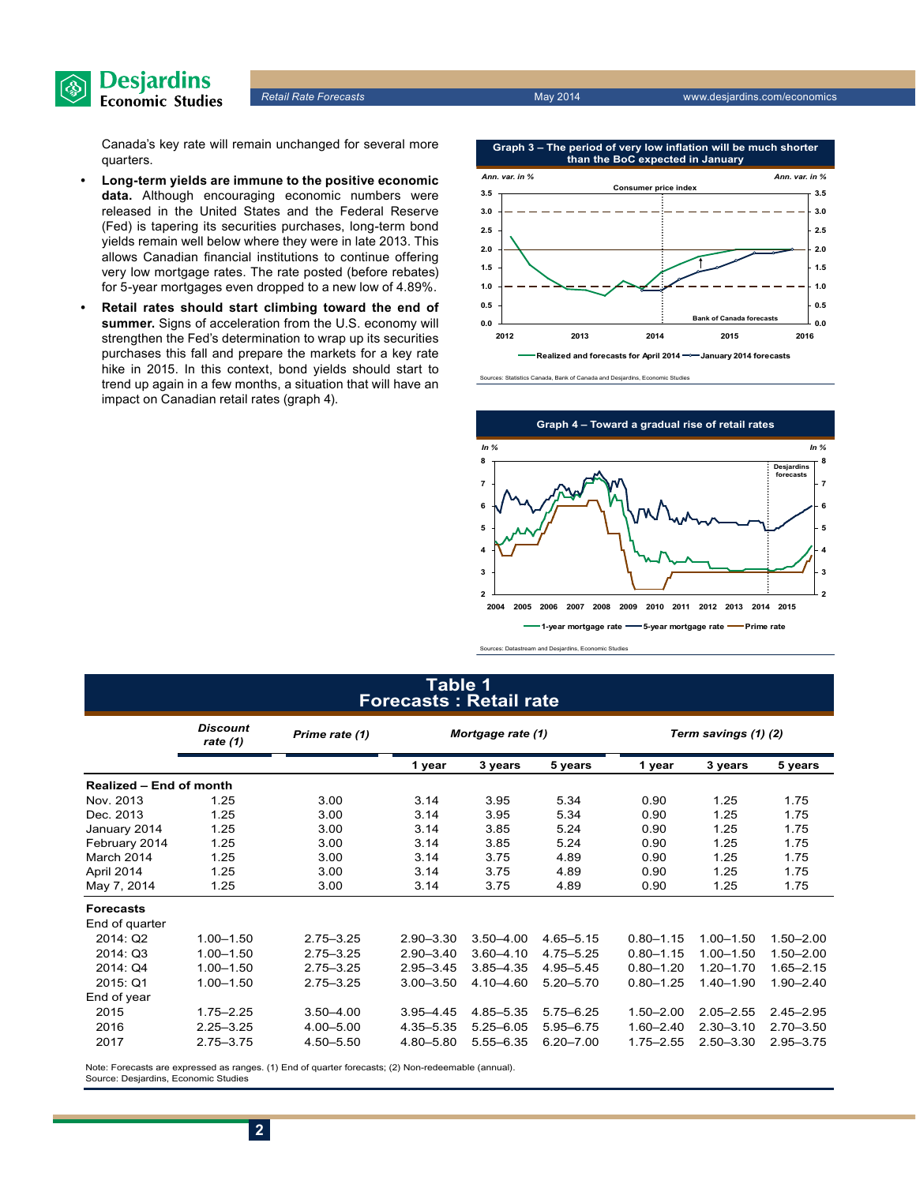Canada's key rate will remain unchanged for several more quarters.

- **Long-term yields are immune to the positive economic data.** Although encouraging economic numbers were released in the United States and the Federal Reserve (Fed) is tapering its securities purchases, long-term bond yields remain well below where they were in late 2013. This allows Canadian financial institutions to continue offering very low mortgage rates. The rate posted (before rebates) for 5-year mortgages even dropped to a new low of 4.89%.
- **Retail rates should start climbing toward the end of summer.** Signs of acceleration from the U.S. economy will strengthen the Fed's determination to wrap up its securities purchases this fall and prepare the markets for a key rate hike in 2015. In this context, bond yields should start to trend up again in a few months, a situation that will have an impact on Canadian retail rates (graph 4).

**Graph 3 – The period of very low inflation will be much shorter than the BoC expected in January**

Sources: Statistics Canada, Bank of Canada and Desjardins, Economic Studies

**Graph 4 – Toward a gradual rise of retail rates**

Sources: Datastream and Desjardins, Economic Studies

**Table 1**
**Forecasts : Retail rate**

| | Discount rate (1) | Prime rate (1) | Mortgage rate (1) | | | Term savings (1) (2) | | |
|---|---|---|---|---|---|---|---|---|
| | | | 1 year | 3 years | 5 years | 1 year | 3 years | 5 years |
| **Realized – End of month** | | | | | | | | |
| Nov. 2013 | 1.25 | 3.00 | 3.14 | 3.95 | 5.34 | 0.90 | 1.25 | 1.75 |
| Dec. 2013 | 1.25 | 3.00 | 3.14 | 3.95 | 5.34 | 0.90 | 1.25 | 1.75 |
| January 2014 | 1.25 | 3.00 | 3.14 | 3.85 | 5.24 | 0.90 | 1.25 | 1.75 |
| February 2014 | 1.25 | 3.00 | 3.14 | 3.85 | 5.24 | 0.90 | 1.25 | 1.75 |
| March 2014 | 1.25 | 3.00 | 3.14 | 3.75 | 4.89 | 0.90 | 1.25 | 1.75 |
| April 2014 | 1.25 | 3.00 | 3.14 | 3.75 | 4.89 | 0.90 | 1.25 | 1.75 |
| May 7, 2014 | 1.25 | 3.00 | 3.14 | 3.75 | 4.89 | 0.90 | 1.25 | 1.75 |
| **Forecasts** | | | | | | | | |
| End of quarter | | | | | | | | |
| 2014: Q2 | 1.00–1.50 | 2.75–3.25 | 2.90–3.30 | 3.50–4.00 | 4.65–5.15 | 0.80–1.15 | 1.00–1.50 | 1.50–2.00 |
| 2014: Q3 | 1.00–1.50 | 2.75–3.25 | 2.90–3.40 | 3.60–4.10 | 4.75–5.25 | 0.80–1.15 | 1.00–1.50 | 1.50–2.00 |
| 2014: Q4 | 1.00–1.50 | 2.75–3.25 | 2.95–3.45 | 3.85–4.35 | 4.95–5.45 | 0.80–1.20 | 1.20–1.70 | 1.65–2.15 |
| 2015: Q1 | 1.00–1.50 | 2.75–3.25 | 3.00–3.50 | 4.10–4.60 | 5.20–5.70 | 0.80–1.25 | 1.40–1.90 | 1.90–2.40 |
| End of year | | | | | | | | |
| 2015 | 1.75–2.25 | 3.50–4.00 | 3.95–4.45 | 4.85–5.35 | 5.75–6.25 | 1.50–2.00 | 2.05–2.55 | 2.45–2.95 |
| 2016 | 2.25–3.25 | 4.00–5.00 | 4.35–5.35 | 5.25–6.05 | 5.95–6.75 | 1.60–2.40 | 2.30–3.10 | 2.70–3.50 |
| 2017 | 2.75–3.75 | 4.50–5.50 | 4.80–5.80 | 5.55–6.35 | 6.20–7.00 | 1.75–2.55 | 2.50–3.30 | 2.95–3.75 |

Note: Forecasts are expressed as ranges. (1) End of quarter forecasts; (2) Non-redeemable (annual).
Source: Desjardins, Economic Studies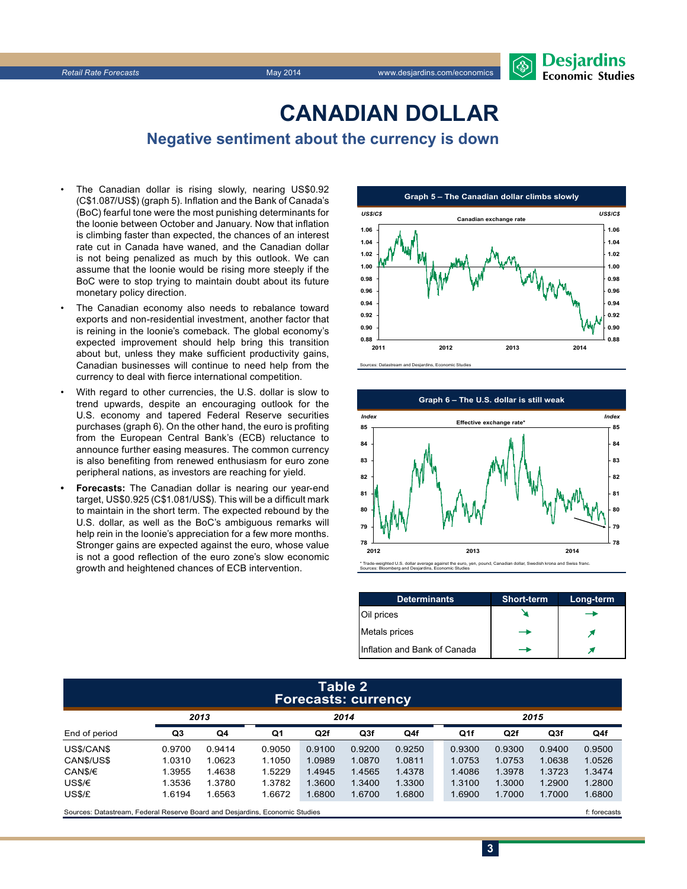# CANADIAN DOLLAR

## Negative sentiment about the currency is down

- The Canadian dollar is rising slowly, nearing US$0.92 (C$1.087/US$) (graph 5). Inflation and the Bank of Canada's (BoC) fearful tone were the most punishing determinants for the loonie between October and January. Now that inflation is climbing faster than expected, the chances of an interest rate cut in Canada have waned, and the Canadian dollar is not being penalized as much by this outlook. We can assume that the loonie would be rising more steeply if the BoC were to stop trying to maintain doubt about its future monetary policy direction.
- The Canadian economy also needs to rebalance toward exports and non-residential investment, another factor that is reining in the loonie's comeback. The global economy's expected improvement should help bring this transition about but, unless they make sufficient productivity gains, Canadian businesses will continue to need help from the currency to deal with fierce international competition.
- With regard to other currencies, the U.S. dollar is slow to trend upwards, despite an encouraging outlook for the U.S. economy and tapered Federal Reserve securities purchases (graph 6). On the other hand, the euro is profiting from the European Central Bank's (ECB) reluctance to announce further easing measures. The common currency is also benefiting from renewed enthusiasm for euro zone peripheral nations, as investors are reaching for yield.
- **Forecasts:** The Canadian dollar is nearing our year-end target, US$0.925 (C$1.081/US$). This will be a difficult mark to maintain in the short term. The expected rebound by the U.S. dollar, as well as the BoC's ambiguous remarks will help rein in the loonie's appreciation for a few more months. Stronger gains are expected against the euro, whose value is not a good reflection of the euro zone's slow economic growth and heightened chances of ECB intervention.

**Graph 5 – The Canadian dollar climbs slowly**

Sources: Datastream and Desjardins, Economic Studies

**Graph 6 – The U.S. dollar is still weak**

* Trade-weighted U.S. dollar average against the euro, yen, pound, Canadian dollar, Swedish krona and Swiss franc.
Sources: Bloomberg and Desjardins, Economic Studies

| Determinants | Short-term | Long-term |
|---|---|---|
| Oil prices | ↘ | → |
| Metals prices | → | ↗ |
| Inflation and Bank of Canada | → | ↗ |

**Table 2**
**Forecasts: currency**

| | 2013 | | 2014 | | | | 2015 | | | |
|---|---|---|---|---|---|---|---|---|---|---|
| End of period | Q3 | Q4 | Q1 | Q2f | Q3f | Q4f | Q1f | Q2f | Q3f | Q4f |
| US$/CAN$ | 0.9700 | 0.9414 | 0.9050 | 0.9100 | 0.9200 | 0.9250 | 0.9300 | 0.9300 | 0.9400 | 0.9500 |
| CAN$/US$ | 1.0310 | 1.0623 | 1.1050 | 1.0989 | 1.0870 | 1.0811 | 1.0753 | 1.0753 | 1.0638 | 1.0526 |
| CAN$/€ | 1.3955 | 1.4638 | 1.5229 | 1.4945 | 1.4565 | 1.4378 | 1.4086 | 1.3978 | 1.3723 | 1.3474 |
| US$/€ | 1.3536 | 1.3780 | 1.3782 | 1.3600 | 1.3400 | 1.3300 | 1.3100 | 1.3000 | 1.2900 | 1.2800 |
| US$/£ | 1.6194 | 1.6563 | 1.6672 | 1.6800 | 1.6700 | 1.6800 | 1.6900 | 1.7000 | 1.7000 | 1.6800 |

Sources: Datastream, Federal Reserve Board and Desjardins, Economic Studies — f: forecasts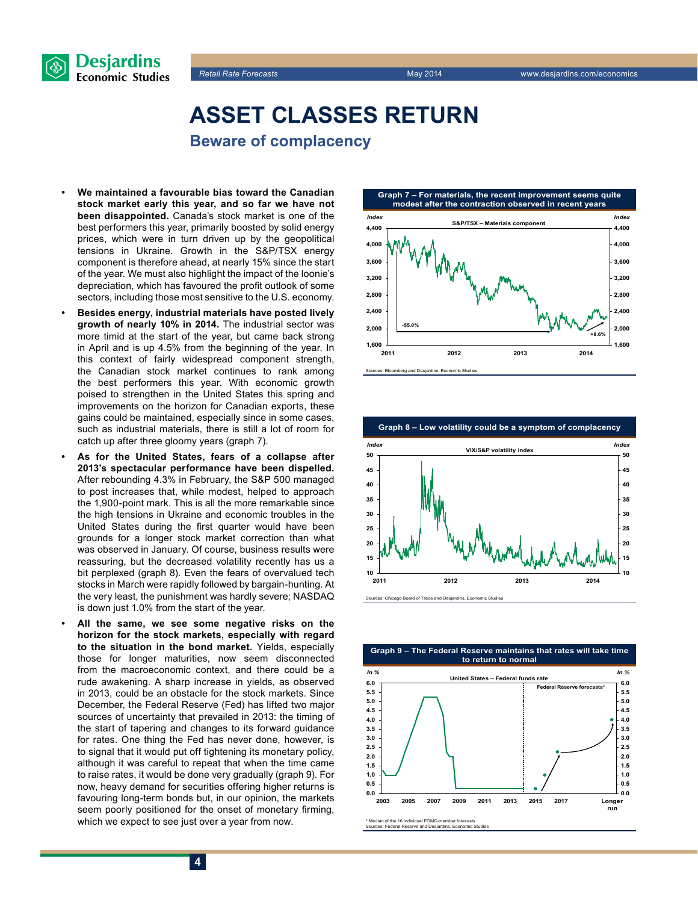# ASSET CLASSES RETURN

## Beware of complacency

- **We maintained a favourable bias toward the Canadian stock market early this year, and so far we have not been disappointed.** Canada's stock market is one of the best performers this year, primarily boosted by solid energy prices, which were in turn driven up by the geopolitical tensions in Ukraine. Growth in the S&P/TSX energy component is therefore ahead, at nearly 15% since the start of the year. We must also highlight the impact of the loonie's depreciation, which has favoured the profit outlook of some sectors, including those most sensitive to the U.S. economy.
- **Besides energy, industrial materials have posted lively growth of nearly 10% in 2014.** The industrial sector was more timid at the start of the year, but came back strong in April and is up 4.5% from the beginning of the year. In this context of fairly widespread component strength, the Canadian stock market continues to rank among the best performers this year. With economic growth poised to strengthen in the United States this spring and improvements on the horizon for Canadian exports, these gains could be maintained, especially since in some cases, such as industrial materials, there is still a lot of room for catch up after three gloomy years (graph 7).
- **As for the United States, fears of a collapse after 2013's spectacular performance have been dispelled.** After rebounding 4.3% in February, the S&P 500 managed to post increases that, while modest, helped to approach the 1,900-point mark. This is all the more remarkable since the high tensions in Ukraine and economic troubles in the United States during the first quarter would have been grounds for a longer stock market correction than what was observed in January. Of course, business results were reassuring, but the decreased volatility recently has us a bit perplexed (graph 8). Even the fears of overvalued tech stocks in March were rapidly followed by bargain-hunting. At the very least, the punishment was hardly severe; NASDAQ is down just 1.0% from the start of the year.
- **All the same, we see some negative risks on the horizon for the stock markets, especially with regard to the situation in the bond market.** Yields, especially those for longer maturities, now seem disconnected from the macroeconomic context, and there could be a rude awakening. A sharp increase in yields, as observed in 2013, could be an obstacle for the stock markets. Since December, the Federal Reserve (Fed) has lifted two major sources of uncertainty that prevailed in 2013: the timing of the start of tapering and changes to its forward guidance for rates. One thing the Fed has never done, however, is to signal that it would put off tightening its monetary policy, although it was careful to repeat that when the time came to raise rates, it would be done very gradually (graph 9). For now, heavy demand for securities offering higher returns is favouring long-term bonds but, in our opinion, the markets seem poorly positioned for the onset of monetary firming, which we expect to see just over a year from now.

**Graph 7 – For materials, the recent improvement seems quite modest after the contraction observed in recent years**

S&P/TSX – Materials component (Index; annotations: -55.0%, +9.6%)

Sources: Bloomberg and Desjardins, Economic Studies

**Graph 8 – Low volatility could be a symptom of complacency**

VIX/S&P volatility index (Index)

Sources: Chicago Board of Trade and Desjardins, Economic Studies

**Graph 9 – The Federal Reserve maintains that rates will take time to return to normal**

United States – Federal funds rate (In %); Federal Reserve forecasts*

\* Median of the 16 individual FOMC-member forecasts.
Sources: Federal Reserve and Desjardins, Economic Studies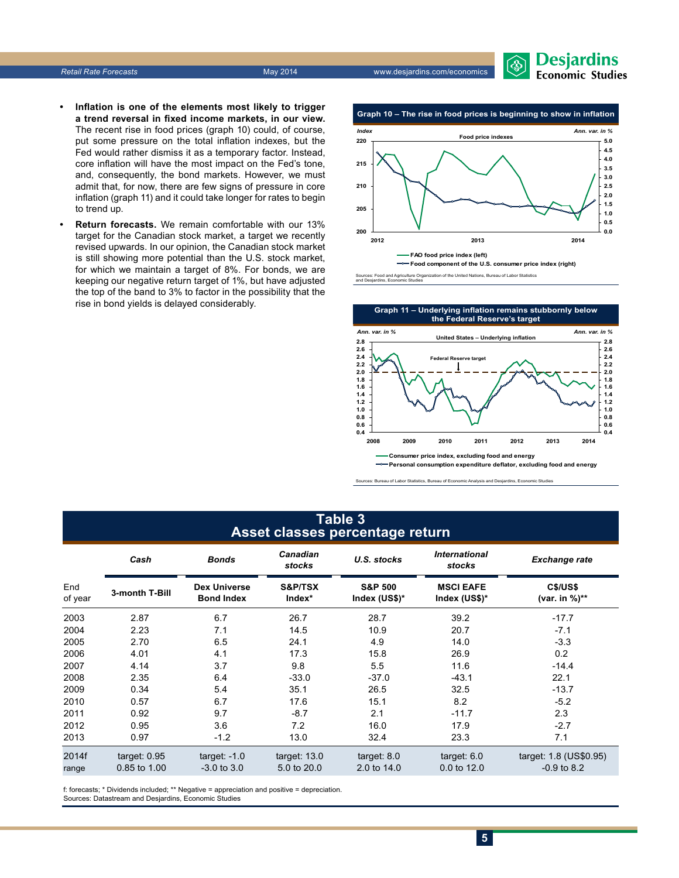- **Inflation is one of the elements most likely to trigger a trend reversal in fixed income markets, in our view.** The recent rise in food prices (graph 10) could, of course, put some pressure on the total inflation indexes, but the Fed would rather dismiss it as a temporary factor. Instead, core inflation will have the most impact on the Fed's tone, and, consequently, the bond markets. However, we must admit that, for now, there are few signs of pressure in core inflation (graph 11) and it could take longer for rates to begin to trend up.
- **Return forecasts.** We remain comfortable with our 13% target for the Canadian stock market, a target we recently revised upwards. In our opinion, the Canadian stock market is still showing more potential than the U.S. stock market, for which we maintain a target of 8%. For bonds, we are keeping our negative return target of 1%, but have adjusted the top of the band to 3% to factor in the possibility that the rise in bond yields is delayed considerably.

**Graph 10 – The rise in food prices is beginning to show in inflation**

Index

Ann. var. in %

Food price indexes

220

215

210

205

200

5.0

4.5

4.0

3.5

3.0

2.5

2.0

1.5

1.0

0.5

0.0

2012

2013

2014

FAO food price index (left)

Food component of the U.S. consumer price index (right)

Sources: Food and Agriculture Organization of the United Nations, Bureau of Labor Statistics and Desjardins, Economic Studies

**Graph 11 – Underlying inflation remains stubbornly below the Federal Reserve's target**

Ann. var. in %

Ann. var. in %

United States – Underlying inflation

Federal Reserve target

2.8

2.6

2.4

2.2

2.0

1.8

1.6

1.4

1.2

1.0

0.8

0.6

0.4

2008

2009

2010

2011

2012

2013

2014

Consumer price index, excluding food and energy

Personal consumption expenditure deflator, excluding food and energy

Sources: Bureau of Labor Statistics, Bureau of Economic Analysis and Desjardins, Economic Studies

## Table 3
## Asset classes percentage return

| | Cash | Bonds | Canadian stocks | U.S. stocks | International stocks | Exchange rate |
|---|---|---|---|---|---|---|
| End of year | 3-month T-Bill | Dex Universe Bond Index | S&P/TSX Index* | S&P 500 Index (US$)* | MSCI EAFE Index (US$)* | C$/US$ (var. in %)** |
| 2003 | 2.87 | 6.7 | 26.7 | 28.7 | 39.2 | -17.7 |
| 2004 | 2.23 | 7.1 | 14.5 | 10.9 | 20.7 | -7.1 |
| 2005 | 2.70 | 6.5 | 24.1 | 4.9 | 14.0 | -3.3 |
| 2006 | 4.01 | 4.1 | 17.3 | 15.8 | 26.9 | 0.2 |
| 2007 | 4.14 | 3.7 | 9.8 | 5.5 | 11.6 | -14.4 |
| 2008 | 2.35 | 6.4 | -33.0 | -37.0 | -43.1 | 22.1 |
| 2009 | 0.34 | 5.4 | 35.1 | 26.5 | 32.5 | -13.7 |
| 2010 | 0.57 | 6.7 | 17.6 | 15.1 | 8.2 | -5.2 |
| 2011 | 0.92 | 9.7 | -8.7 | 2.1 | -11.7 | 2.3 |
| 2012 | 0.95 | 3.6 | 7.2 | 16.0 | 17.9 | -2.7 |
| 2013 | 0.97 | -1.2 | 13.0 | 32.4 | 23.3 | 7.1 |
| 2014f | target: 0.95 | target: -1.0 | target: 13.0 | target: 8.0 | target: 6.0 | target: 1.8 (US$0.95) |
| range | 0.85 to 1.00 | -3.0 to 3.0 | 5.0 to 20.0 | 2.0 to 14.0 | 0.0 to 12.0 | -0.9 to 8.2 |

f: forecasts; * Dividends included; ** Negative = appreciation and positive = depreciation.
Sources: Datastream and Desjardins, Economic Studies